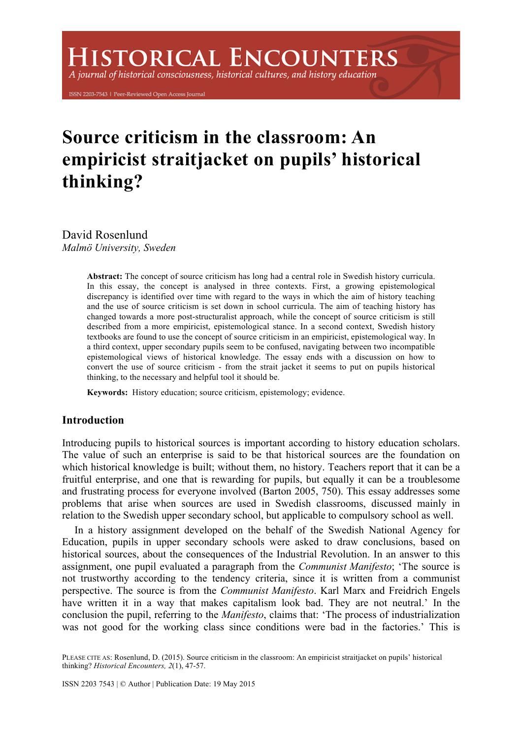# Source criticism in the classroom: An empiricist straitjacket on pupils' historical thinking?

David Rosenlund
*Malmö University, Sweden*

**Abstract:** The concept of source criticism has long had a central role in Swedish history curricula. In this essay, the concept is analysed in three contexts. First, a growing epistemological discrepancy is identified over time with regard to the ways in which the aim of history teaching and the use of source criticism is set down in school curricula. The aim of teaching history has changed towards a more post-structuralist approach, while the concept of source criticism is still described from a more empiricist, epistemological stance. In a second context, Swedish history textbooks are found to use the concept of source criticism in an empiricist, epistemological way. In a third context, upper secondary pupils seem to be confused, navigating between two incompatible epistemological views of historical knowledge. The essay ends with a discussion on how to convert the use of source criticism - from the strait jacket it seems to put on pupils historical thinking, to the necessary and helpful tool it should be.

**Keywords:** History education; source criticism, epistemology; evidence.

## Introduction

Introducing pupils to historical sources is important according to history education scholars. The value of such an enterprise is said to be that historical sources are the foundation on which historical knowledge is built; without them, no history. Teachers report that it can be a fruitful enterprise, and one that is rewarding for pupils, but equally it can be a troublesome and frustrating process for everyone involved (Barton 2005, 750). This essay addresses some problems that arise when sources are used in Swedish classrooms, discussed mainly in relation to the Swedish upper secondary school, but applicable to compulsory school as well.

In a history assignment developed on the behalf of the Swedish National Agency for Education, pupils in upper secondary schools were asked to draw conclusions, based on historical sources, about the consequences of the Industrial Revolution. In an answer to this assignment, one pupil evaluated a paragraph from the *Communist Manifesto*; 'The source is not trustworthy according to the tendency criteria, since it is written from a communist perspective. The source is from the *Communist Manifesto*. Karl Marx and Freidrich Engels have written it in a way that makes capitalism look bad. They are not neutral.' In the conclusion the pupil, referring to the *Manifesto*, claims that: 'The process of industrialization was not good for the working class since conditions were bad in the factories.' This is

PLEASE CITE AS: Rosenlund, D. (2015). Source criticism in the classroom: An empiricist straitjacket on pupils' historical thinking? *Historical Encounters, 2*(1), 47-57.

ISSN 2203 7543 | © Author | Publication Date: 19 May 2015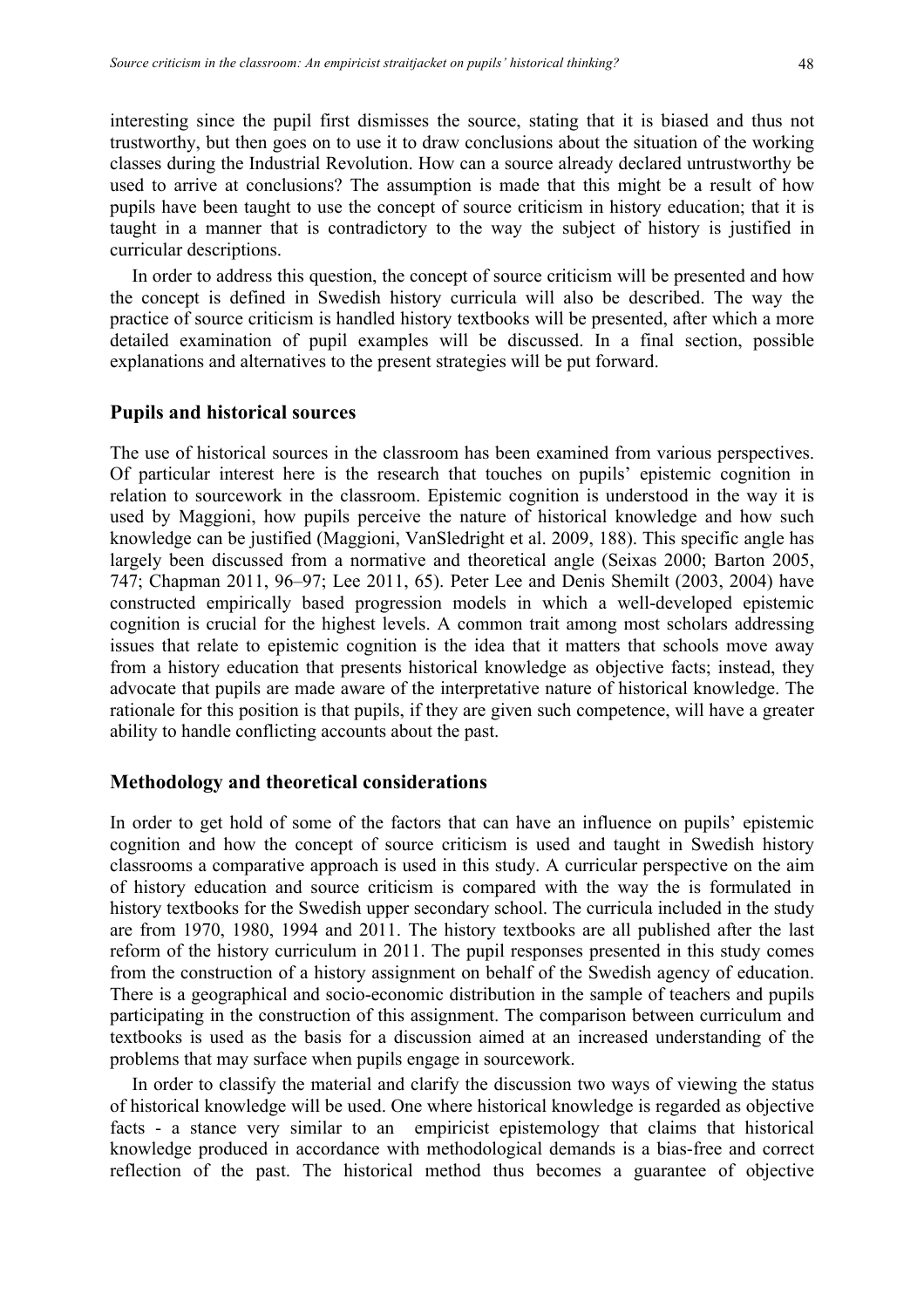interesting since the pupil first dismisses the source, stating that it is biased and thus not trustworthy, but then goes on to use it to draw conclusions about the situation of the working classes during the Industrial Revolution. How can a source already declared untrustworthy be used to arrive at conclusions? The assumption is made that this might be a result of how pupils have been taught to use the concept of source criticism in history education; that it is taught in a manner that is contradictory to the way the subject of history is justified in curricular descriptions.

In order to address this question, the concept of source criticism will be presented and how the concept is defined in Swedish history curricula will also be described. The way the practice of source criticism is handled history textbooks will be presented, after which a more detailed examination of pupil examples will be discussed. In a final section, possible explanations and alternatives to the present strategies will be put forward.

## Pupils and historical sources

The use of historical sources in the classroom has been examined from various perspectives. Of particular interest here is the research that touches on pupils' epistemic cognition in relation to sourcework in the classroom. Epistemic cognition is understood in the way it is used by Maggioni, how pupils perceive the nature of historical knowledge and how such knowledge can be justified (Maggioni, VanSledright et al. 2009, 188). This specific angle has largely been discussed from a normative and theoretical angle (Seixas 2000; Barton 2005, 747; Chapman 2011, 96–97; Lee 2011, 65). Peter Lee and Denis Shemilt (2003, 2004) have constructed empirically based progression models in which a well-developed epistemic cognition is crucial for the highest levels. A common trait among most scholars addressing issues that relate to epistemic cognition is the idea that it matters that schools move away from a history education that presents historical knowledge as objective facts; instead, they advocate that pupils are made aware of the interpretative nature of historical knowledge. The rationale for this position is that pupils, if they are given such competence, will have a greater ability to handle conflicting accounts about the past.

## Methodology and theoretical considerations

In order to get hold of some of the factors that can have an influence on pupils' epistemic cognition and how the concept of source criticism is used and taught in Swedish history classrooms a comparative approach is used in this study. A curricular perspective on the aim of history education and source criticism is compared with the way the is formulated in history textbooks for the Swedish upper secondary school. The curricula included in the study are from 1970, 1980, 1994 and 2011. The history textbooks are all published after the last reform of the history curriculum in 2011. The pupil responses presented in this study comes from the construction of a history assignment on behalf of the Swedish agency of education. There is a geographical and socio-economic distribution in the sample of teachers and pupils participating in the construction of this assignment. The comparison between curriculum and textbooks is used as the basis for a discussion aimed at an increased understanding of the problems that may surface when pupils engage in sourcework.

In order to classify the material and clarify the discussion two ways of viewing the status of historical knowledge will be used. One where historical knowledge is regarded as objective facts - a stance very similar to an empiricist epistemology that claims that historical knowledge produced in accordance with methodological demands is a bias-free and correct reflection of the past. The historical method thus becomes a guarantee of objective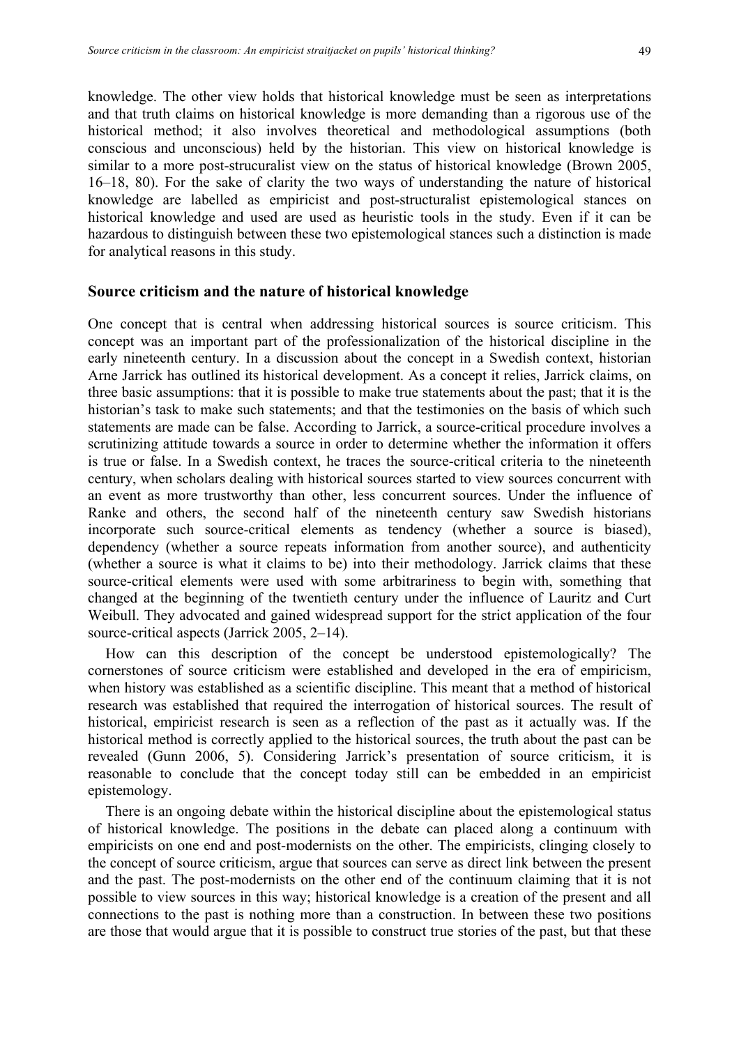knowledge. The other view holds that historical knowledge must be seen as interpretations and that truth claims on historical knowledge is more demanding than a rigorous use of the historical method; it also involves theoretical and methodological assumptions (both conscious and unconscious) held by the historian. This view on historical knowledge is similar to a more post-strucuralist view on the status of historical knowledge (Brown 2005, 16–18, 80). For the sake of clarity the two ways of understanding the nature of historical knowledge are labelled as empiricist and post-structuralist epistemological stances on historical knowledge and used are used as heuristic tools in the study. Even if it can be hazardous to distinguish between these two epistemological stances such a distinction is made for analytical reasons in this study.

## Source criticism and the nature of historical knowledge

One concept that is central when addressing historical sources is source criticism. This concept was an important part of the professionalization of the historical discipline in the early nineteenth century. In a discussion about the concept in a Swedish context, historian Arne Jarrick has outlined its historical development. As a concept it relies, Jarrick claims, on three basic assumptions: that it is possible to make true statements about the past; that it is the historian's task to make such statements; and that the testimonies on the basis of which such statements are made can be false. According to Jarrick, a source-critical procedure involves a scrutinizing attitude towards a source in order to determine whether the information it offers is true or false. In a Swedish context, he traces the source-critical criteria to the nineteenth century, when scholars dealing with historical sources started to view sources concurrent with an event as more trustworthy than other, less concurrent sources. Under the influence of Ranke and others, the second half of the nineteenth century saw Swedish historians incorporate such source-critical elements as tendency (whether a source is biased), dependency (whether a source repeats information from another source), and authenticity (whether a source is what it claims to be) into their methodology. Jarrick claims that these source-critical elements were used with some arbitrariness to begin with, something that changed at the beginning of the twentieth century under the influence of Lauritz and Curt Weibull. They advocated and gained widespread support for the strict application of the four source-critical aspects (Jarrick 2005, 2–14).

How can this description of the concept be understood epistemologically? The cornerstones of source criticism were established and developed in the era of empiricism, when history was established as a scientific discipline. This meant that a method of historical research was established that required the interrogation of historical sources. The result of historical, empiricist research is seen as a reflection of the past as it actually was. If the historical method is correctly applied to the historical sources, the truth about the past can be revealed (Gunn 2006, 5). Considering Jarrick's presentation of source criticism, it is reasonable to conclude that the concept today still can be embedded in an empiricist epistemology.

There is an ongoing debate within the historical discipline about the epistemological status of historical knowledge. The positions in the debate can placed along a continuum with empiricists on one end and post-modernists on the other. The empiricists, clinging closely to the concept of source criticism, argue that sources can serve as direct link between the present and the past. The post-modernists on the other end of the continuum claiming that it is not possible to view sources in this way; historical knowledge is a creation of the present and all connections to the past is nothing more than a construction. In between these two positions are those that would argue that it is possible to construct true stories of the past, but that these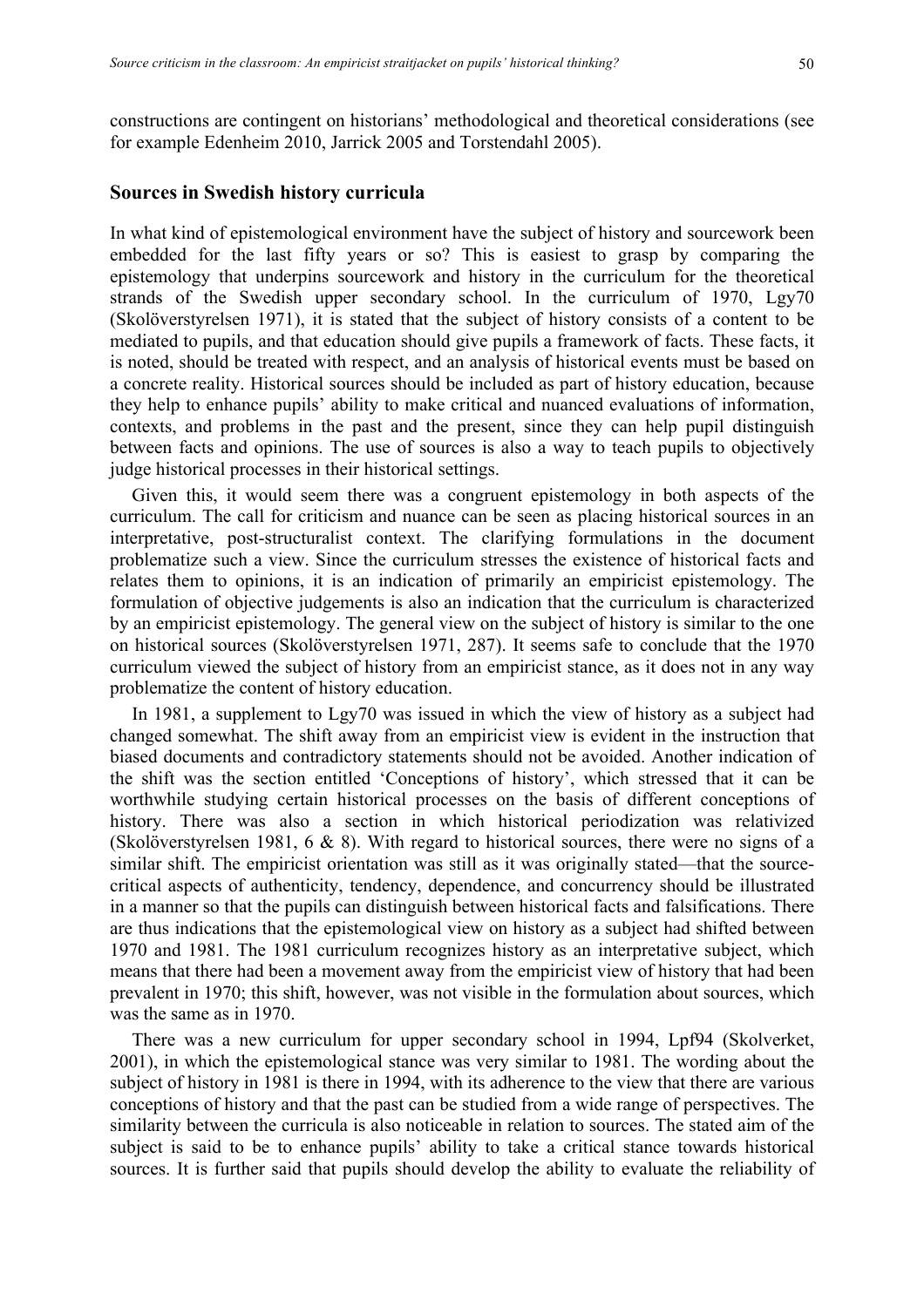constructions are contingent on historians' methodological and theoretical considerations (see for example Edenheim 2010, Jarrick 2005 and Torstendahl 2005).

## Sources in Swedish history curricula

In what kind of epistemological environment have the subject of history and sourcework been embedded for the last fifty years or so? This is easiest to grasp by comparing the epistemology that underpins sourcework and history in the curriculum for the theoretical strands of the Swedish upper secondary school. In the curriculum of 1970, Lgy70 (Skolöverstyrelsen 1971), it is stated that the subject of history consists of a content to be mediated to pupils, and that education should give pupils a framework of facts. These facts, it is noted, should be treated with respect, and an analysis of historical events must be based on a concrete reality. Historical sources should be included as part of history education, because they help to enhance pupils' ability to make critical and nuanced evaluations of information, contexts, and problems in the past and the present, since they can help pupil distinguish between facts and opinions. The use of sources is also a way to teach pupils to objectively judge historical processes in their historical settings.

Given this, it would seem there was a congruent epistemology in both aspects of the curriculum. The call for criticism and nuance can be seen as placing historical sources in an interpretative, post-structuralist context. The clarifying formulations in the document problematize such a view. Since the curriculum stresses the existence of historical facts and relates them to opinions, it is an indication of primarily an empiricist epistemology. The formulation of objective judgements is also an indication that the curriculum is characterized by an empiricist epistemology. The general view on the subject of history is similar to the one on historical sources (Skolöverstyrelsen 1971, 287). It seems safe to conclude that the 1970 curriculum viewed the subject of history from an empiricist stance, as it does not in any way problematize the content of history education.

In 1981, a supplement to Lgy70 was issued in which the view of history as a subject had changed somewhat. The shift away from an empiricist view is evident in the instruction that biased documents and contradictory statements should not be avoided. Another indication of the shift was the section entitled 'Conceptions of history', which stressed that it can be worthwhile studying certain historical processes on the basis of different conceptions of history. There was also a section in which historical periodization was relativized (Skolöverstyrelsen 1981, 6 & 8). With regard to historical sources, there were no signs of a similar shift. The empiricist orientation was still as it was originally stated—that the source-critical aspects of authenticity, tendency, dependence, and concurrency should be illustrated in a manner so that the pupils can distinguish between historical facts and falsifications. There are thus indications that the epistemological view on history as a subject had shifted between 1970 and 1981. The 1981 curriculum recognizes history as an interpretative subject, which means that there had been a movement away from the empiricist view of history that had been prevalent in 1970; this shift, however, was not visible in the formulation about sources, which was the same as in 1970.

There was a new curriculum for upper secondary school in 1994, Lpf94 (Skolverket, 2001), in which the epistemological stance was very similar to 1981. The wording about the subject of history in 1981 is there in 1994, with its adherence to the view that there are various conceptions of history and that the past can be studied from a wide range of perspectives. The similarity between the curricula is also noticeable in relation to sources. The stated aim of the subject is said to be to enhance pupils' ability to take a critical stance towards historical sources. It is further said that pupils should develop the ability to evaluate the reliability of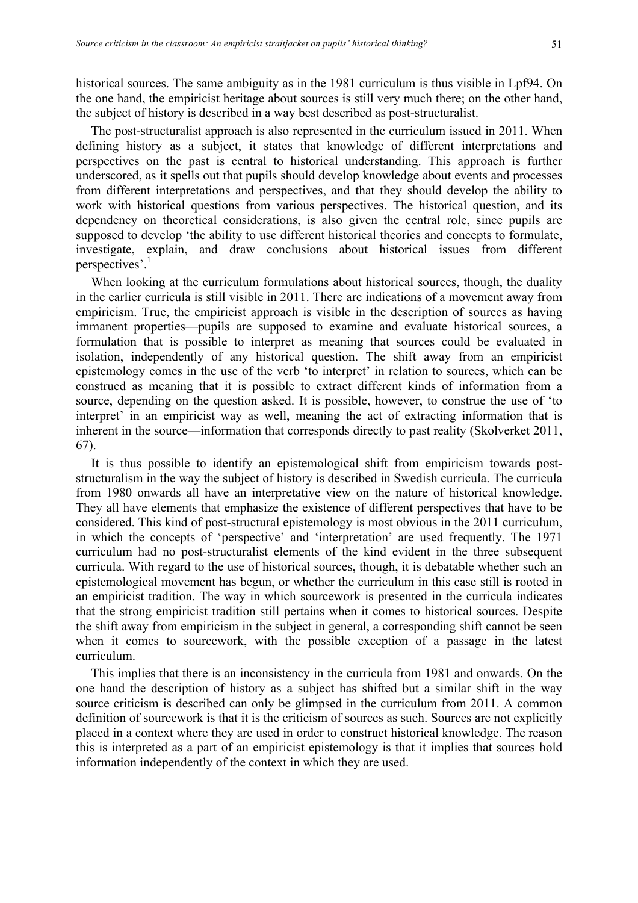historical sources. The same ambiguity as in the 1981 curriculum is thus visible in Lpf94. On the one hand, the empiricist heritage about sources is still very much there; on the other hand, the subject of history is described in a way best described as post-structuralist.

The post-structuralist approach is also represented in the curriculum issued in 2011. When defining history as a subject, it states that knowledge of different interpretations and perspectives on the past is central to historical understanding. This approach is further underscored, as it spells out that pupils should develop knowledge about events and processes from different interpretations and perspectives, and that they should develop the ability to work with historical questions from various perspectives. The historical question, and its dependency on theoretical considerations, is also given the central role, since pupils are supposed to develop 'the ability to use different historical theories and concepts to formulate, investigate, explain, and draw conclusions about historical issues from different perspectives'.[1]

When looking at the curriculum formulations about historical sources, though, the duality in the earlier curricula is still visible in 2011. There are indications of a movement away from empiricism. True, the empiricist approach is visible in the description of sources as having immanent properties—pupils are supposed to examine and evaluate historical sources, a formulation that is possible to interpret as meaning that sources could be evaluated in isolation, independently of any historical question. The shift away from an empiricist epistemology comes in the use of the verb 'to interpret' in relation to sources, which can be construed as meaning that it is possible to extract different kinds of information from a source, depending on the question asked. It is possible, however, to construe the use of 'to interpret' in an empiricist way as well, meaning the act of extracting information that is inherent in the source—information that corresponds directly to past reality (Skolverket 2011, 67).

It is thus possible to identify an epistemological shift from empiricism towards post-structuralism in the way the subject of history is described in Swedish curricula. The curricula from 1980 onwards all have an interpretative view on the nature of historical knowledge. They all have elements that emphasize the existence of different perspectives that have to be considered. This kind of post-structural epistemology is most obvious in the 2011 curriculum, in which the concepts of 'perspective' and 'interpretation' are used frequently. The 1971 curriculum had no post-structuralist elements of the kind evident in the three subsequent curricula. With regard to the use of historical sources, though, it is debatable whether such an epistemological movement has begun, or whether the curriculum in this case still is rooted in an empiricist tradition. The way in which sourcework is presented in the curricula indicates that the strong empiricist tradition still pertains when it comes to historical sources. Despite the shift away from empiricism in the subject in general, a corresponding shift cannot be seen when it comes to sourcework, with the possible exception of a passage in the latest curriculum.

This implies that there is an inconsistency in the curricula from 1981 and onwards. On the one hand the description of history as a subject has shifted but a similar shift in the way source criticism is described can only be glimpsed in the curriculum from 2011. A common definition of sourcework is that it is the criticism of sources as such. Sources are not explicitly placed in a context where they are used in order to construct historical knowledge. The reason this is interpreted as a part of an empiricist epistemology is that it implies that sources hold information independently of the context in which they are used.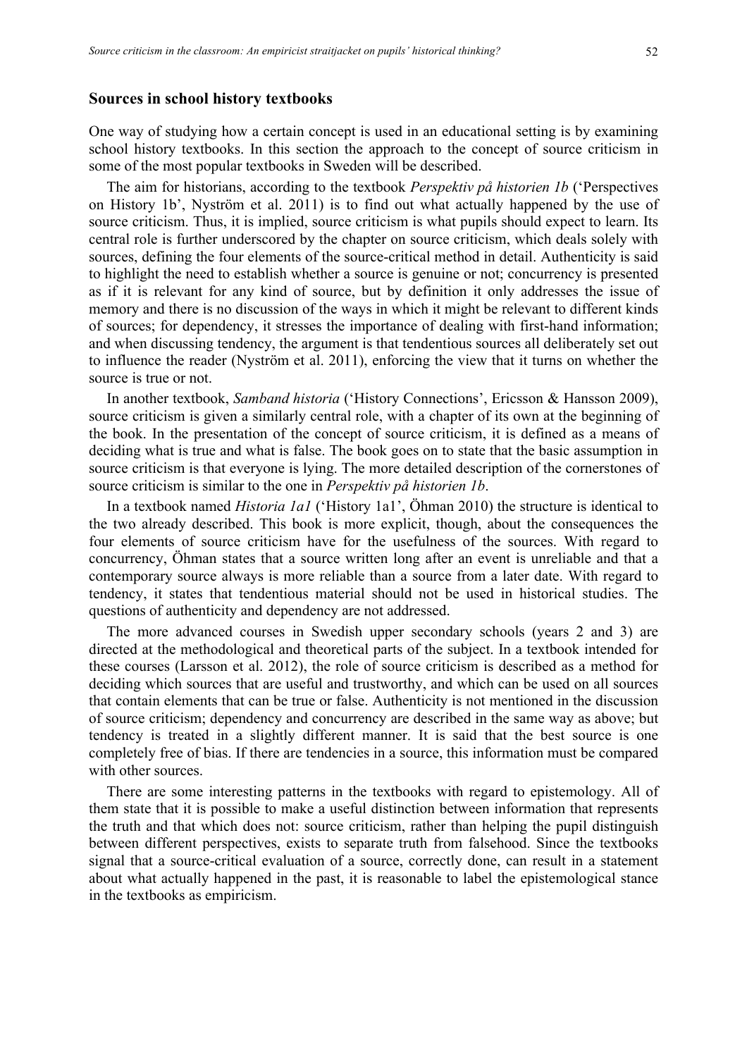## Sources in school history textbooks

One way of studying how a certain concept is used in an educational setting is by examining school history textbooks. In this section the approach to the concept of source criticism in some of the most popular textbooks in Sweden will be described.

The aim for historians, according to the textbook *Perspektiv på historien 1b* ('Perspectives on History 1b', Nyström et al. 2011) is to find out what actually happened by the use of source criticism. Thus, it is implied, source criticism is what pupils should expect to learn. Its central role is further underscored by the chapter on source criticism, which deals solely with sources, defining the four elements of the source-critical method in detail. Authenticity is said to highlight the need to establish whether a source is genuine or not; concurrency is presented as if it is relevant for any kind of source, but by definition it only addresses the issue of memory and there is no discussion of the ways in which it might be relevant to different kinds of sources; for dependency, it stresses the importance of dealing with first-hand information; and when discussing tendency, the argument is that tendentious sources all deliberately set out to influence the reader (Nyström et al. 2011), enforcing the view that it turns on whether the source is true or not.

In another textbook, *Samband historia* ('History Connections', Ericsson & Hansson 2009), source criticism is given a similarly central role, with a chapter of its own at the beginning of the book. In the presentation of the concept of source criticism, it is defined as a means of deciding what is true and what is false. The book goes on to state that the basic assumption in source criticism is that everyone is lying. The more detailed description of the cornerstones of source criticism is similar to the one in *Perspektiv på historien 1b*.

In a textbook named *Historia 1a1* ('History 1a1', Öhman 2010) the structure is identical to the two already described. This book is more explicit, though, about the consequences the four elements of source criticism have for the usefulness of the sources. With regard to concurrency, Öhman states that a source written long after an event is unreliable and that a contemporary source always is more reliable than a source from a later date. With regard to tendency, it states that tendentious material should not be used in historical studies. The questions of authenticity and dependency are not addressed.

The more advanced courses in Swedish upper secondary schools (years 2 and 3) are directed at the methodological and theoretical parts of the subject. In a textbook intended for these courses (Larsson et al. 2012), the role of source criticism is described as a method for deciding which sources that are useful and trustworthy, and which can be used on all sources that contain elements that can be true or false. Authenticity is not mentioned in the discussion of source criticism; dependency and concurrency are described in the same way as above; but tendency is treated in a slightly different manner. It is said that the best source is one completely free of bias. If there are tendencies in a source, this information must be compared with other sources.

There are some interesting patterns in the textbooks with regard to epistemology. All of them state that it is possible to make a useful distinction between information that represents the truth and that which does not: source criticism, rather than helping the pupil distinguish between different perspectives, exists to separate truth from falsehood. Since the textbooks signal that a source-critical evaluation of a source, correctly done, can result in a statement about what actually happened in the past, it is reasonable to label the epistemological stance in the textbooks as empiricism.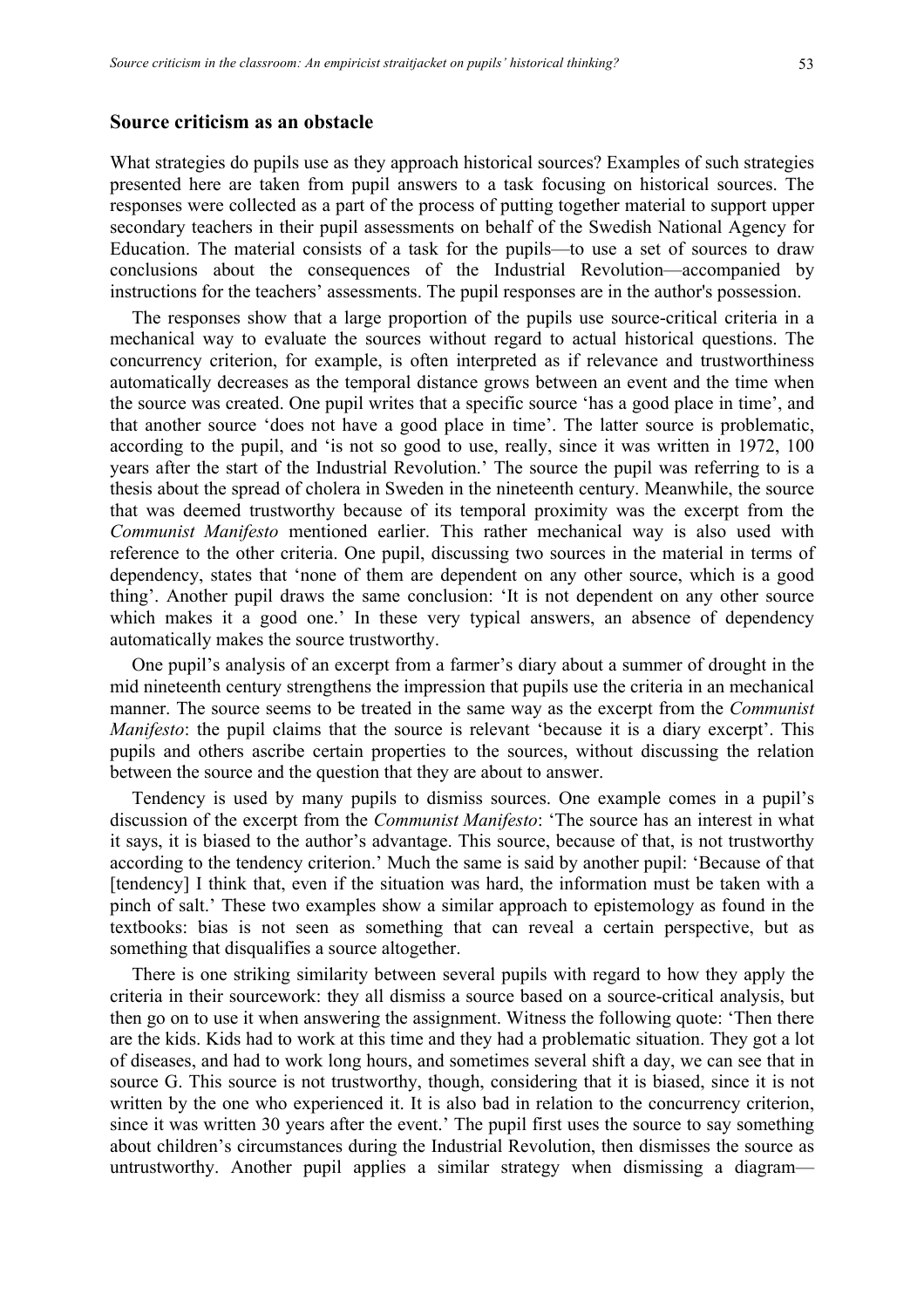## Source criticism as an obstacle

What strategies do pupils use as they approach historical sources? Examples of such strategies presented here are taken from pupil answers to a task focusing on historical sources. The responses were collected as a part of the process of putting together material to support upper secondary teachers in their pupil assessments on behalf of the Swedish National Agency for Education. The material consists of a task for the pupils—to use a set of sources to draw conclusions about the consequences of the Industrial Revolution—accompanied by instructions for the teachers' assessments. The pupil responses are in the author's possession.

The responses show that a large proportion of the pupils use source-critical criteria in a mechanical way to evaluate the sources without regard to actual historical questions. The concurrency criterion, for example, is often interpreted as if relevance and trustworthiness automatically decreases as the temporal distance grows between an event and the time when the source was created. One pupil writes that a specific source 'has a good place in time', and that another source 'does not have a good place in time'. The latter source is problematic, according to the pupil, and 'is not so good to use, really, since it was written in 1972, 100 years after the start of the Industrial Revolution.' The source the pupil was referring to is a thesis about the spread of cholera in Sweden in the nineteenth century. Meanwhile, the source that was deemed trustworthy because of its temporal proximity was the excerpt from the *Communist Manifesto* mentioned earlier. This rather mechanical way is also used with reference to the other criteria. One pupil, discussing two sources in the material in terms of dependency, states that 'none of them are dependent on any other source, which is a good thing'. Another pupil draws the same conclusion: 'It is not dependent on any other source which makes it a good one.' In these very typical answers, an absence of dependency automatically makes the source trustworthy.

One pupil's analysis of an excerpt from a farmer's diary about a summer of drought in the mid nineteenth century strengthens the impression that pupils use the criteria in an mechanical manner. The source seems to be treated in the same way as the excerpt from the *Communist Manifesto*: the pupil claims that the source is relevant 'because it is a diary excerpt'. This pupils and others ascribe certain properties to the sources, without discussing the relation between the source and the question that they are about to answer.

Tendency is used by many pupils to dismiss sources. One example comes in a pupil's discussion of the excerpt from the *Communist Manifesto*: 'The source has an interest in what it says, it is biased to the author's advantage. This source, because of that, is not trustworthy according to the tendency criterion.' Much the same is said by another pupil: 'Because of that [tendency] I think that, even if the situation was hard, the information must be taken with a pinch of salt.' These two examples show a similar approach to epistemology as found in the textbooks: bias is not seen as something that can reveal a certain perspective, but as something that disqualifies a source altogether.

There is one striking similarity between several pupils with regard to how they apply the criteria in their sourcework: they all dismiss a source based on a source-critical analysis, but then go on to use it when answering the assignment. Witness the following quote: 'Then there are the kids. Kids had to work at this time and they had a problematic situation. They got a lot of diseases, and had to work long hours, and sometimes several shift a day, we can see that in source G. This source is not trustworthy, though, considering that it is biased, since it is not written by the one who experienced it. It is also bad in relation to the concurrency criterion, since it was written 30 years after the event.' The pupil first uses the source to say something about children's circumstances during the Industrial Revolution, then dismisses the source as untrustworthy. Another pupil applies a similar strategy when dismissing a diagram—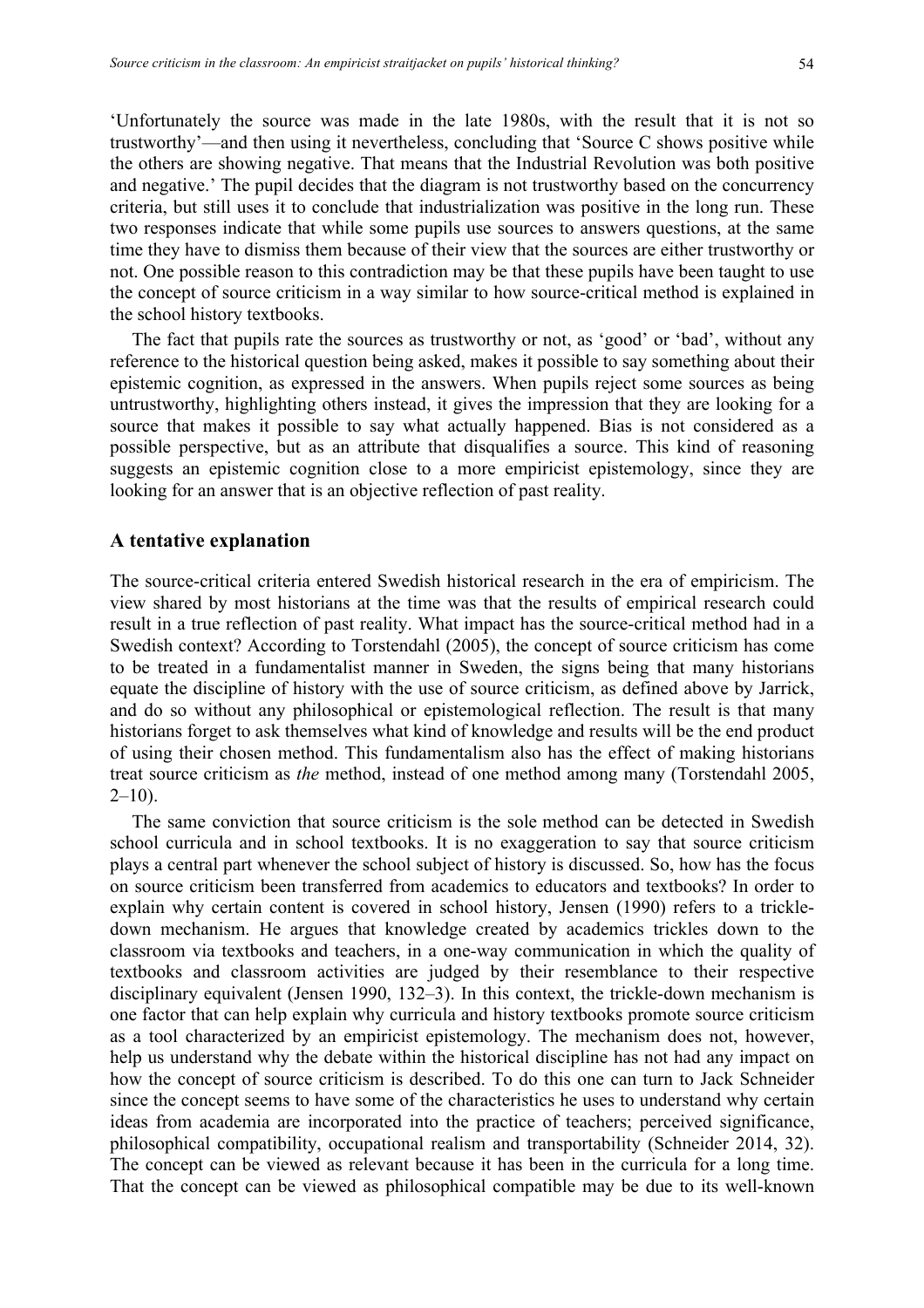'Unfortunately the source was made in the late 1980s, with the result that it is not so trustworthy'—and then using it nevertheless, concluding that 'Source C shows positive while the others are showing negative. That means that the Industrial Revolution was both positive and negative.' The pupil decides that the diagram is not trustworthy based on the concurrency criteria, but still uses it to conclude that industrialization was positive in the long run. These two responses indicate that while some pupils use sources to answers questions, at the same time they have to dismiss them because of their view that the sources are either trustworthy or not. One possible reason to this contradiction may be that these pupils have been taught to use the concept of source criticism in a way similar to how source-critical method is explained in the school history textbooks.

The fact that pupils rate the sources as trustworthy or not, as 'good' or 'bad', without any reference to the historical question being asked, makes it possible to say something about their epistemic cognition, as expressed in the answers. When pupils reject some sources as being untrustworthy, highlighting others instead, it gives the impression that they are looking for a source that makes it possible to say what actually happened. Bias is not considered as a possible perspective, but as an attribute that disqualifies a source. This kind of reasoning suggests an epistemic cognition close to a more empiricist epistemology, since they are looking for an answer that is an objective reflection of past reality.

## A tentative explanation

The source-critical criteria entered Swedish historical research in the era of empiricism. The view shared by most historians at the time was that the results of empirical research could result in a true reflection of past reality. What impact has the source-critical method had in a Swedish context? According to Torstendahl (2005), the concept of source criticism has come to be treated in a fundamentalist manner in Sweden, the signs being that many historians equate the discipline of history with the use of source criticism, as defined above by Jarrick, and do so without any philosophical or epistemological reflection. The result is that many historians forget to ask themselves what kind of knowledge and results will be the end product of using their chosen method. This fundamentalism also has the effect of making historians treat source criticism as *the* method, instead of one method among many (Torstendahl 2005, 2–10).

The same conviction that source criticism is the sole method can be detected in Swedish school curricula and in school textbooks. It is no exaggeration to say that source criticism plays a central part whenever the school subject of history is discussed. So, how has the focus on source criticism been transferred from academics to educators and textbooks? In order to explain why certain content is covered in school history, Jensen (1990) refers to a trickle-down mechanism. He argues that knowledge created by academics trickles down to the classroom via textbooks and teachers, in a one-way communication in which the quality of textbooks and classroom activities are judged by their resemblance to their respective disciplinary equivalent (Jensen 1990, 132–3). In this context, the trickle-down mechanism is one factor that can help explain why curricula and history textbooks promote source criticism as a tool characterized by an empiricist epistemology. The mechanism does not, however, help us understand why the debate within the historical discipline has not had any impact on how the concept of source criticism is described. To do this one can turn to Jack Schneider since the concept seems to have some of the characteristics he uses to understand why certain ideas from academia are incorporated into the practice of teachers; perceived significance, philosophical compatibility, occupational realism and transportability (Schneider 2014, 32). The concept can be viewed as relevant because it has been in the curricula for a long time. That the concept can be viewed as philosophical compatible may be due to its well-known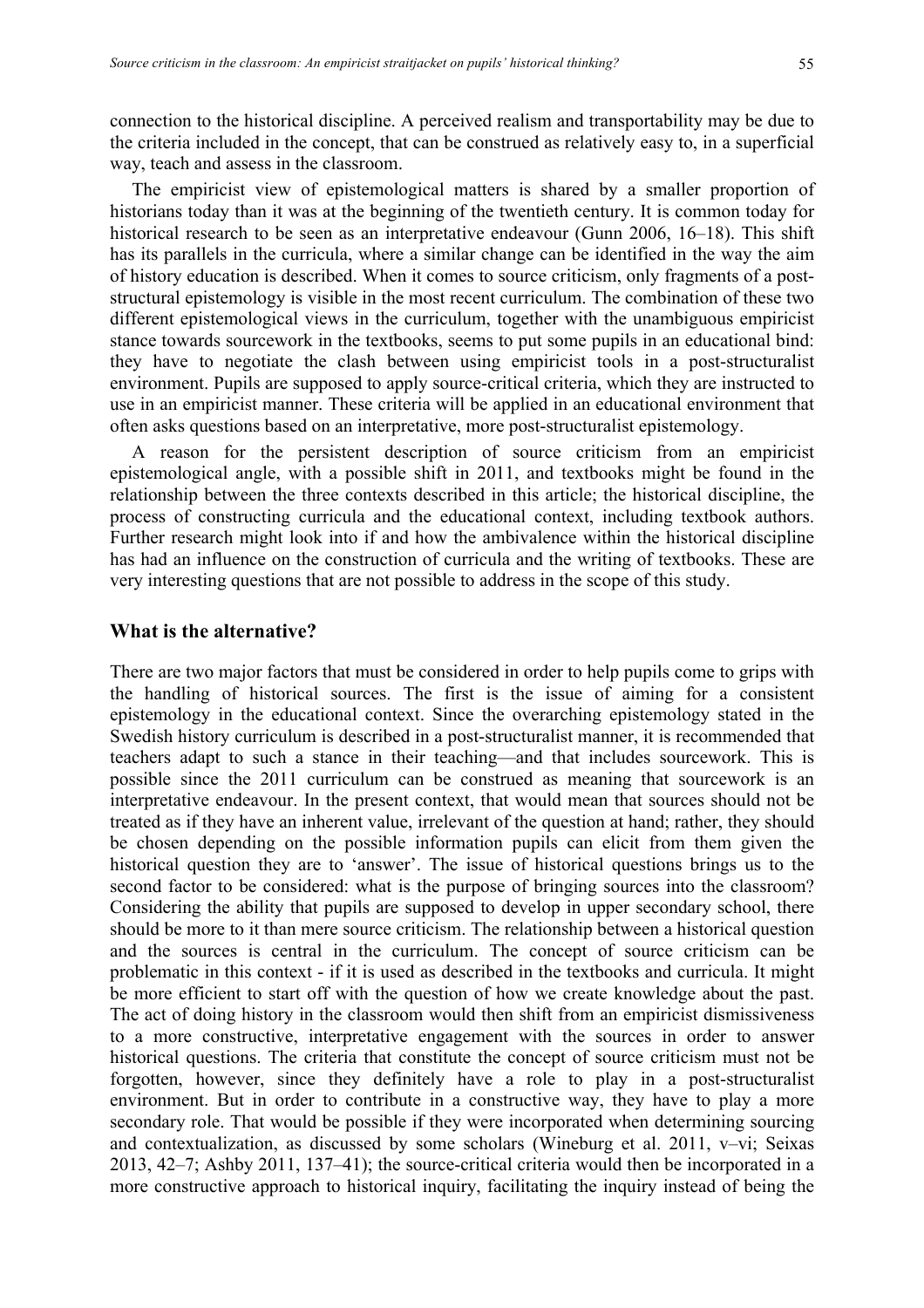connection to the historical discipline. A perceived realism and transportability may be due to the criteria included in the concept, that can be construed as relatively easy to, in a superficial way, teach and assess in the classroom.

The empiricist view of epistemological matters is shared by a smaller proportion of historians today than it was at the beginning of the twentieth century. It is common today for historical research to be seen as an interpretative endeavour (Gunn 2006, 16–18). This shift has its parallels in the curricula, where a similar change can be identified in the way the aim of history education is described. When it comes to source criticism, only fragments of a post-structural epistemology is visible in the most recent curriculum. The combination of these two different epistemological views in the curriculum, together with the unambiguous empiricist stance towards sourcework in the textbooks, seems to put some pupils in an educational bind: they have to negotiate the clash between using empiricist tools in a post-structuralist environment. Pupils are supposed to apply source-critical criteria, which they are instructed to use in an empiricist manner. These criteria will be applied in an educational environment that often asks questions based on an interpretative, more post-structuralist epistemology.

A reason for the persistent description of source criticism from an empiricist epistemological angle, with a possible shift in 2011, and textbooks might be found in the relationship between the three contexts described in this article; the historical discipline, the process of constructing curricula and the educational context, including textbook authors. Further research might look into if and how the ambivalence within the historical discipline has had an influence on the construction of curricula and the writing of textbooks. These are very interesting questions that are not possible to address in the scope of this study.

## What is the alternative?

There are two major factors that must be considered in order to help pupils come to grips with the handling of historical sources. The first is the issue of aiming for a consistent epistemology in the educational context. Since the overarching epistemology stated in the Swedish history curriculum is described in a post-structuralist manner, it is recommended that teachers adapt to such a stance in their teaching—and that includes sourcework. This is possible since the 2011 curriculum can be construed as meaning that sourcework is an interpretative endeavour. In the present context, that would mean that sources should not be treated as if they have an inherent value, irrelevant of the question at hand; rather, they should be chosen depending on the possible information pupils can elicit from them given the historical question they are to 'answer'. The issue of historical questions brings us to the second factor to be considered: what is the purpose of bringing sources into the classroom? Considering the ability that pupils are supposed to develop in upper secondary school, there should be more to it than mere source criticism. The relationship between a historical question and the sources is central in the curriculum. The concept of source criticism can be problematic in this context - if it is used as described in the textbooks and curricula. It might be more efficient to start off with the question of how we create knowledge about the past. The act of doing history in the classroom would then shift from an empiricist dismissiveness to a more constructive, interpretative engagement with the sources in order to answer historical questions. The criteria that constitute the concept of source criticism must not be forgotten, however, since they definitely have a role to play in a post-structuralist environment. But in order to contribute in a constructive way, they have to play a more secondary role. That would be possible if they were incorporated when determining sourcing and contextualization, as discussed by some scholars (Wineburg et al. 2011, v–vi; Seixas 2013, 42–7; Ashby 2011, 137–41); the source-critical criteria would then be incorporated in a more constructive approach to historical inquiry, facilitating the inquiry instead of being the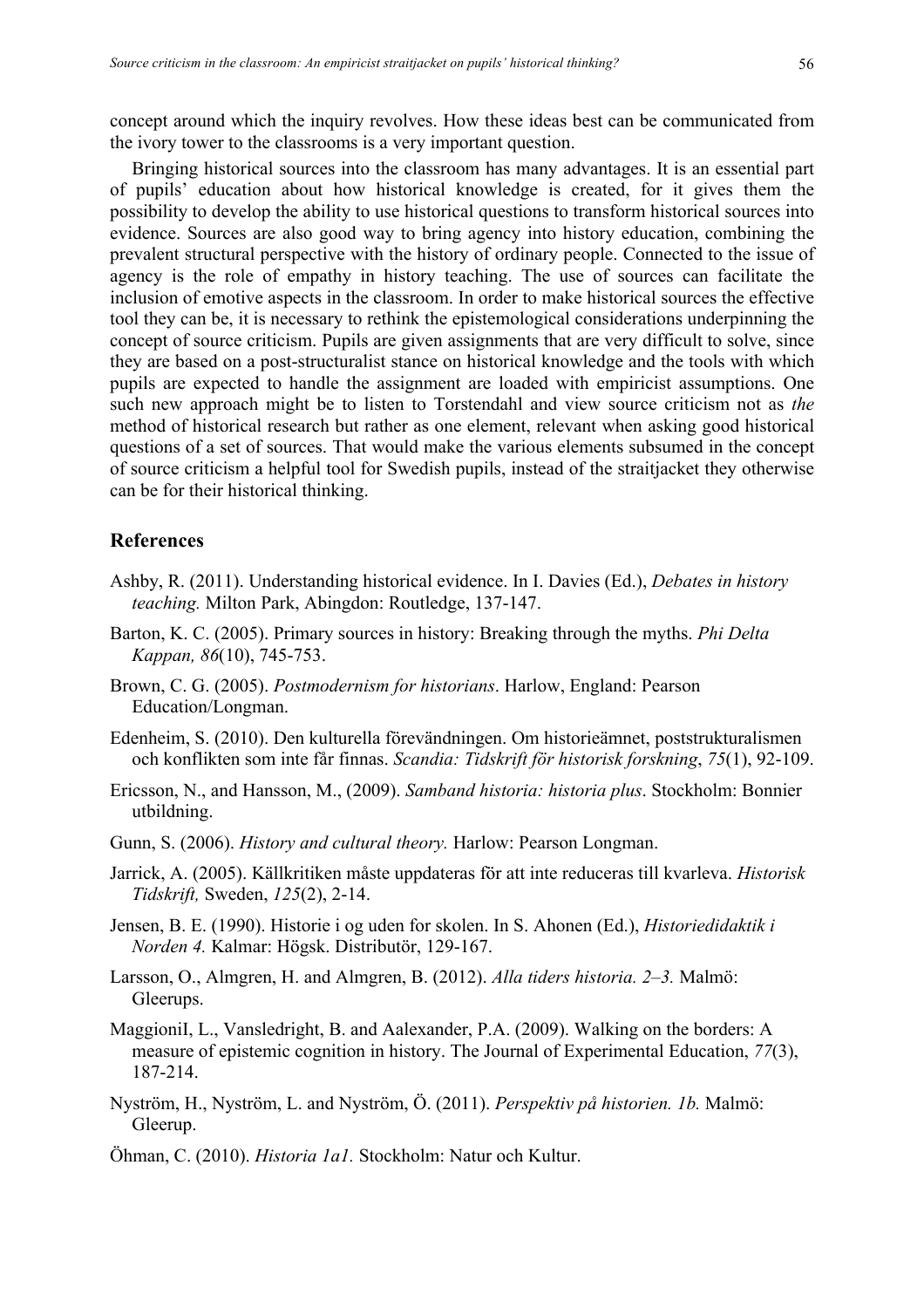concept around which the inquiry revolves. How these ideas best can be communicated from the ivory tower to the classrooms is a very important question.

Bringing historical sources into the classroom has many advantages. It is an essential part of pupils' education about how historical knowledge is created, for it gives them the possibility to develop the ability to use historical questions to transform historical sources into evidence. Sources are also good way to bring agency into history education, combining the prevalent structural perspective with the history of ordinary people. Connected to the issue of agency is the role of empathy in history teaching. The use of sources can facilitate the inclusion of emotive aspects in the classroom. In order to make historical sources the effective tool they can be, it is necessary to rethink the epistemological considerations underpinning the concept of source criticism. Pupils are given assignments that are very difficult to solve, since they are based on a post-structuralist stance on historical knowledge and the tools with which pupils are expected to handle the assignment are loaded with empiricist assumptions. One such new approach might be to listen to Torstendahl and view source criticism not as *the* method of historical research but rather as one element, relevant when asking good historical questions of a set of sources. That would make the various elements subsumed in the concept of source criticism a helpful tool for Swedish pupils, instead of the straitjacket they otherwise can be for their historical thinking.

## References

Ashby, R. (2011). Understanding historical evidence. In I. Davies (Ed.), *Debates in history teaching.* Milton Park, Abingdon: Routledge, 137-147.

Barton, K. C. (2005). Primary sources in history: Breaking through the myths. *Phi Delta Kappan, 86*(10), 745-753.

Brown, C. G. (2005). *Postmodernism for historians*. Harlow, England: Pearson Education/Longman.

Edenheim, S. (2010). Den kulturella förevändningen. Om historieämnet, poststrukturalismen och konflikten som inte får finnas. *Scandia: Tidskrift för historisk forskning*, *75*(1), 92-109.

Ericsson, N., and Hansson, M., (2009). *Samband historia: historia plus*. Stockholm: Bonnier utbildning.

Gunn, S. (2006). *History and cultural theory.* Harlow: Pearson Longman.

Jarrick, A. (2005). Källkritiken måste uppdateras för att inte reduceras till kvarleva. *Historisk Tidskrift,* Sweden, *125*(2), 2-14.

Jensen, B. E. (1990). Historie i og uden for skolen. In S. Ahonen (Ed.), *Historiedidaktik i Norden 4.* Kalmar: Högsk. Distributör, 129-167.

Larsson, O., Almgren, H. and Almgren, B. (2012). *Alla tiders historia. 2–3.* Malmö: Gleerups.

MaggioniI, L., Vansledright, B. and Aalexander, P.A. (2009). Walking on the borders: A measure of epistemic cognition in history. The Journal of Experimental Education, *77*(3), 187-214.

Nyström, H., Nyström, L. and Nyström, Ö. (2011). *Perspektiv på historien. 1b.* Malmö: Gleerup.

Öhman, C. (2010). *Historia 1a1.* Stockholm: Natur och Kultur.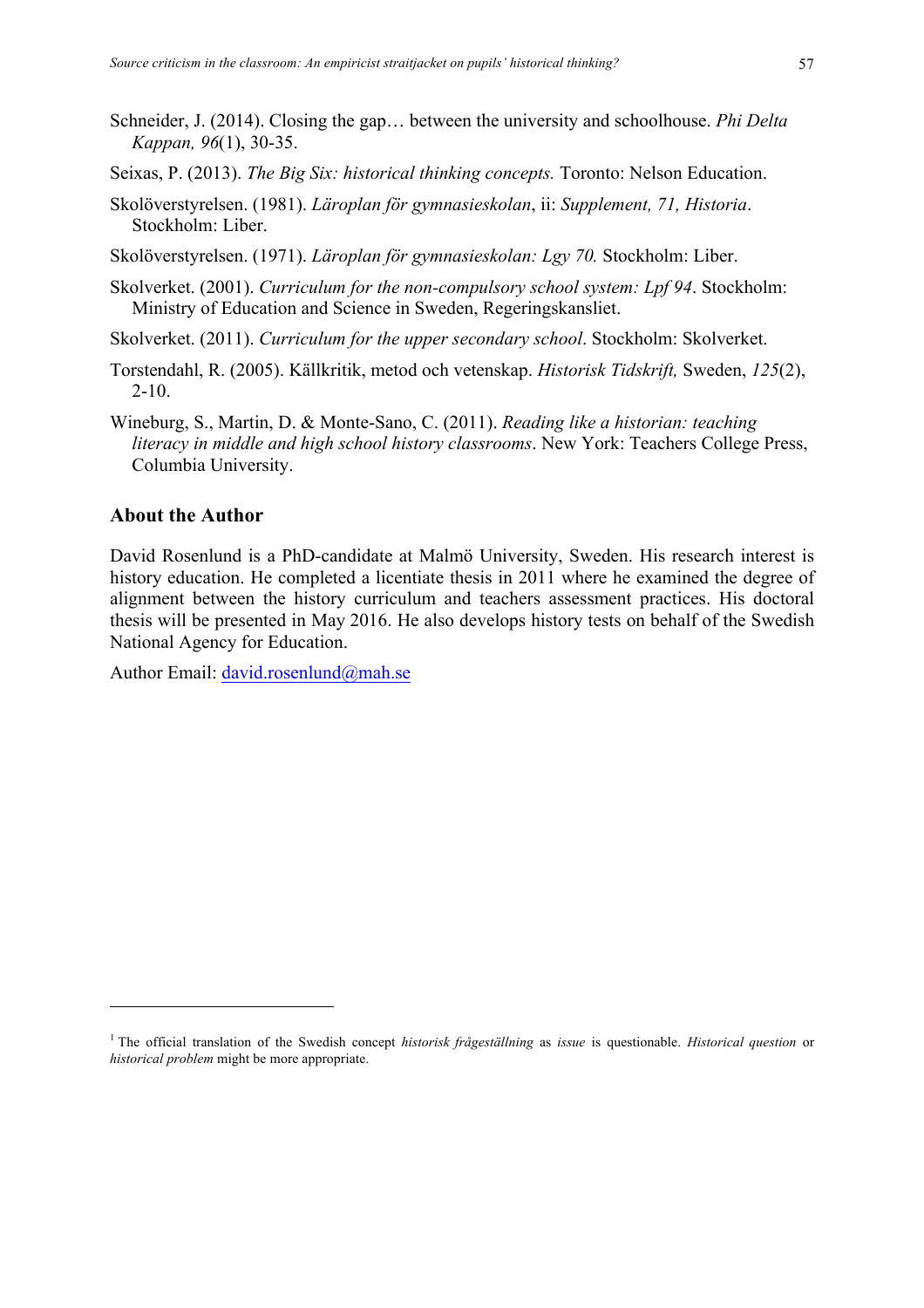Schneider, J. (2014). Closing the gap… between the university and schoolhouse. *Phi Delta Kappan, 96*(1), 30-35.

Seixas, P. (2013). *The Big Six: historical thinking concepts.* Toronto: Nelson Education.

Skolöverstyrelsen. (1981). *Läroplan för gymnasieskolan*, ii: *Supplement, 71, Historia*. Stockholm: Liber.

Skolöverstyrelsen. (1971). *Läroplan för gymnasieskolan: Lgy 70.* Stockholm: Liber.

Skolverket. (2001). *Curriculum for the non-compulsory school system: Lpf 94*. Stockholm: Ministry of Education and Science in Sweden, Regeringskansliet.

Skolverket. (2011). *Curriculum for the upper secondary school*. Stockholm: Skolverket.

Torstendahl, R. (2005). Källkritik, metod och vetenskap. *Historisk Tidskrift,* Sweden, *125*(2), 2-10.

Wineburg, S., Martin, D. & Monte-Sano, C. (2011). *Reading like a historian: teaching literacy in middle and high school history classrooms*. New York: Teachers College Press, Columbia University.

## About the Author

David Rosenlund is a PhD-candidate at Malmö University, Sweden. His research interest is history education. He completed a licentiate thesis in 2011 where he examined the degree of alignment between the history curriculum and teachers assessment practices. His doctoral thesis will be presented in May 2016. He also develops history tests on behalf of the Swedish National Agency for Education.

Author Email: david.rosenlund@mah.se

---

[1] The official translation of the Swedish concept *historisk frågeställning* as *issue* is questionable. *Historical question* or *historical problem* might be more appropriate.